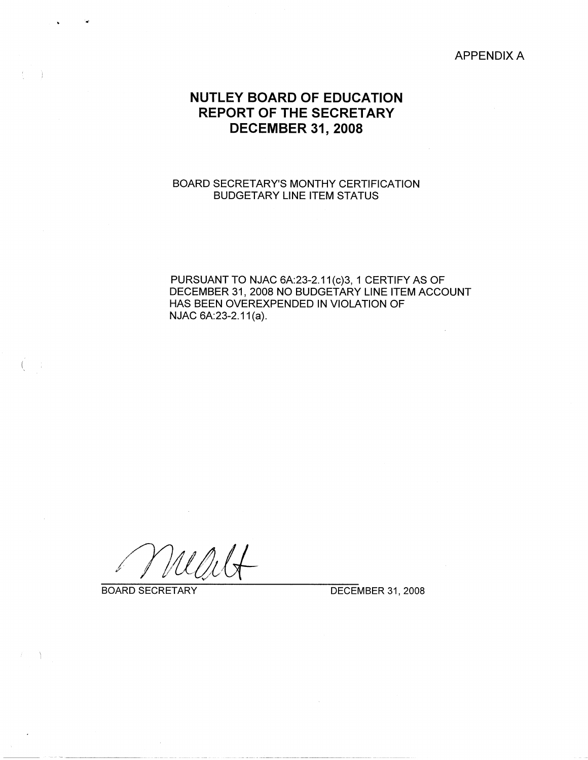APPENDIX A

# NUTLEY BOARD OF EDUCATION
# REPORT OF THE SECRETARY
# DECEMBER 31, 2008

BOARD SECRETARY'S MONTHY CERTIFICATION
BUDGETARY LINE ITEM STATUS

PURSUANT TO NJAC 6A:23-2.11(c)3, 1 CERTIFY AS OF DECEMBER 31, 2008 NO BUDGETARY LINE ITEM ACCOUNT HAS BEEN OVEREXPENDED IN VIOLATION OF NJAC 6A:23-2.11(a).

BOARD SECRETARY DECEMBER 31, 2008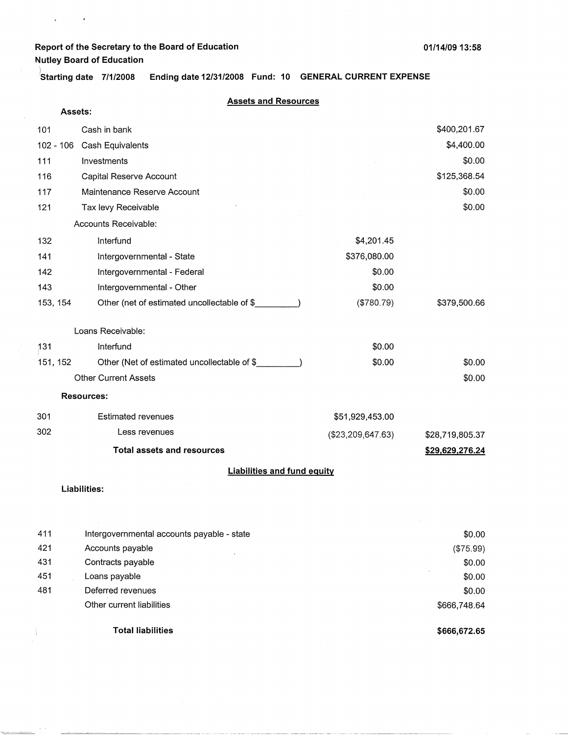**Report of the Secretary to the Board of Education**
**Nutley Board of Education**

01/14/09 13:58

**Starting date 7/1/2008 Ending date 12/31/2008 Fund: 10 GENERAL CURRENT EXPENSE**

## Assets and Resources

**Assets:**

| | | | |
|---|---|---|---|
| 101 | Cash in bank | | $400,201.67 |
| 102 - 106 | Cash Equivalents | | $4,400.00 |
| 111 | Investments | | $0.00 |
| 116 | Capital Reserve Account | | $125,368.54 |
| 117 | Maintenance Reserve Account | | $0.00 |
| 121 | Tax levy Receivable | | $0.00 |
| | Accounts Receivable: | | |
| 132 | Interfund | $4,201.45 | |
| 141 | Intergovernmental - State | $376,080.00 | |
| 142 | Intergovernmental - Federal | $0.00 | |
| 143 | Intergovernmental - Other | $0.00 | |
| 153, 154 | Other (net of estimated uncollectable of $_________) | ($780.79) | $379,500.66 |
| | Loans Receivable: | | |
| 131 | Interfund | $0.00 | |
| 151, 152 | Other (Net of estimated uncollectable of $_________) | $0.00 | $0.00 |
| | Other Current Assets | | $0.00 |

**Resources:**

| | | | |
|---|---|---|---|
| 301 | Estimated revenues | $51,929,453.00 | |
| 302 | Less revenues | ($23,209,647.63) | $28,719,805.37 |
| | **Total assets and resources** | | **$29,629,276.24** |

## Liabilities and fund equity

**Liabilities:**

| | | |
|---|---|---|
| 411 | Intergovernmental accounts payable - state | $0.00 |
| 421 | Accounts payable | ($75.99) |
| 431 | Contracts payable | $0.00 |
| 451 | Loans payable | $0.00 |
| 481 | Deferred revenues | $0.00 |
| | Other current liabilities | $666,748.64 |
| | **Total liabilities** | **$666,672.65** |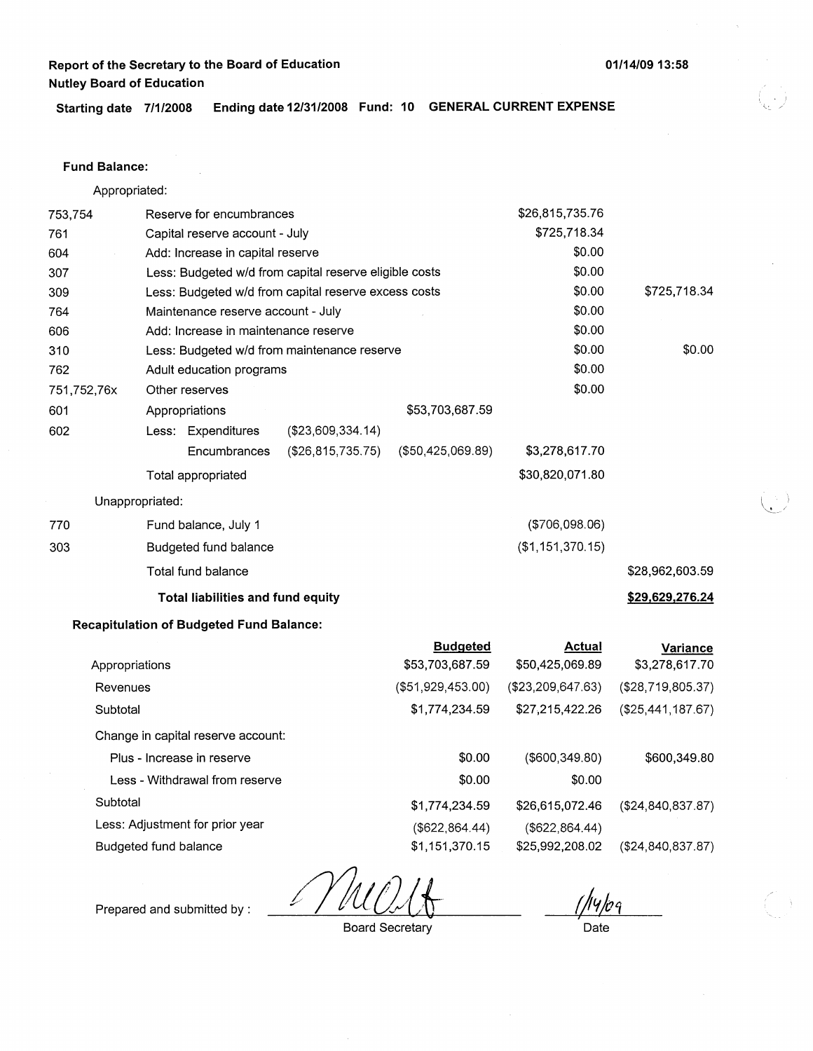**Report of the Secretary to the Board of Education**
**Nutley Board of Education**

01/14/09 13:58

**Starting date 7/1/2008 Ending date 12/31/2008 Fund: 10 GENERAL CURRENT EXPENSE**

**Fund Balance:**

Appropriated:

| | | | | | |
|---|---|---|---|---|---|
| 753,754 | Reserve for encumbrances | | | $26,815,735.76 | |
| 761 | Capital reserve account - July | | | $725,718.34 | |
| 604 | Add: Increase in capital reserve | | | $0.00 | |
| 307 | Less: Budgeted w/d from capital reserve eligible costs | | | $0.00 | |
| 309 | Less: Budgeted w/d from capital reserve excess costs | | | $0.00 | $725,718.34 |
| 764 | Maintenance reserve account - July | | | $0.00 | |
| 606 | Add: Increase in maintenance reserve | | | $0.00 | |
| 310 | Less: Budgeted w/d from maintenance reserve | | | $0.00 | $0.00 |
| 762 | Adult education programs | | | $0.00 | |
| 751,752,76x | Other reserves | | | $0.00 | |
| 601 | Appropriations | | $53,703,687.59 | | |
| 602 | Less: Expenditures | ($23,609,334.14) | | | |
| | Encumbrances | ($26,815,735.75) | ($50,425,069.89) | $3,278,617.70 | |
| | Total appropriated | | | $30,820,071.80 | |

Unappropriated:

| | | | |
|---|---|---|---|
| 770 | Fund balance, July 1 | ($706,098.06) | |
| 303 | Budgeted fund balance | ($1,151,370.15) | |
| | Total fund balance | | $28,962,603.59 |
| | **Total liabilities and fund equity** | | **$29,629,276.24** |

**Recapitulation of Budgeted Fund Balance:**

| | Budgeted | Actual | Variance |
|---|---|---|---|
| Appropriations | $53,703,687.59 | $50,425,069.89 | $3,278,617.70 |
| Revenues | ($51,929,453.00) | ($23,209,647.63) | ($28,719,805.37) |
| Subtotal | $1,774,234.59 | $27,215,422.26 | ($25,441,187.67) |
| Change in capital reserve account: | | | |
| Plus - Increase in reserve | $0.00 | ($600,349.80) | $600,349.80 |
| Less - Withdrawal from reserve | $0.00 | $0.00 | |
| Subtotal | $1,774,234.59 | $26,615,072.46 | ($24,840,837.87) |
| Less: Adjustment for prior year | ($622,864.44) | ($622,864.44) | |
| Budgeted fund balance | $1,151,370.15 | $25,992,208.02 | ($24,840,837.87) |

Prepared and submitted by : ____________________ Board Secretary      1/14/09 Date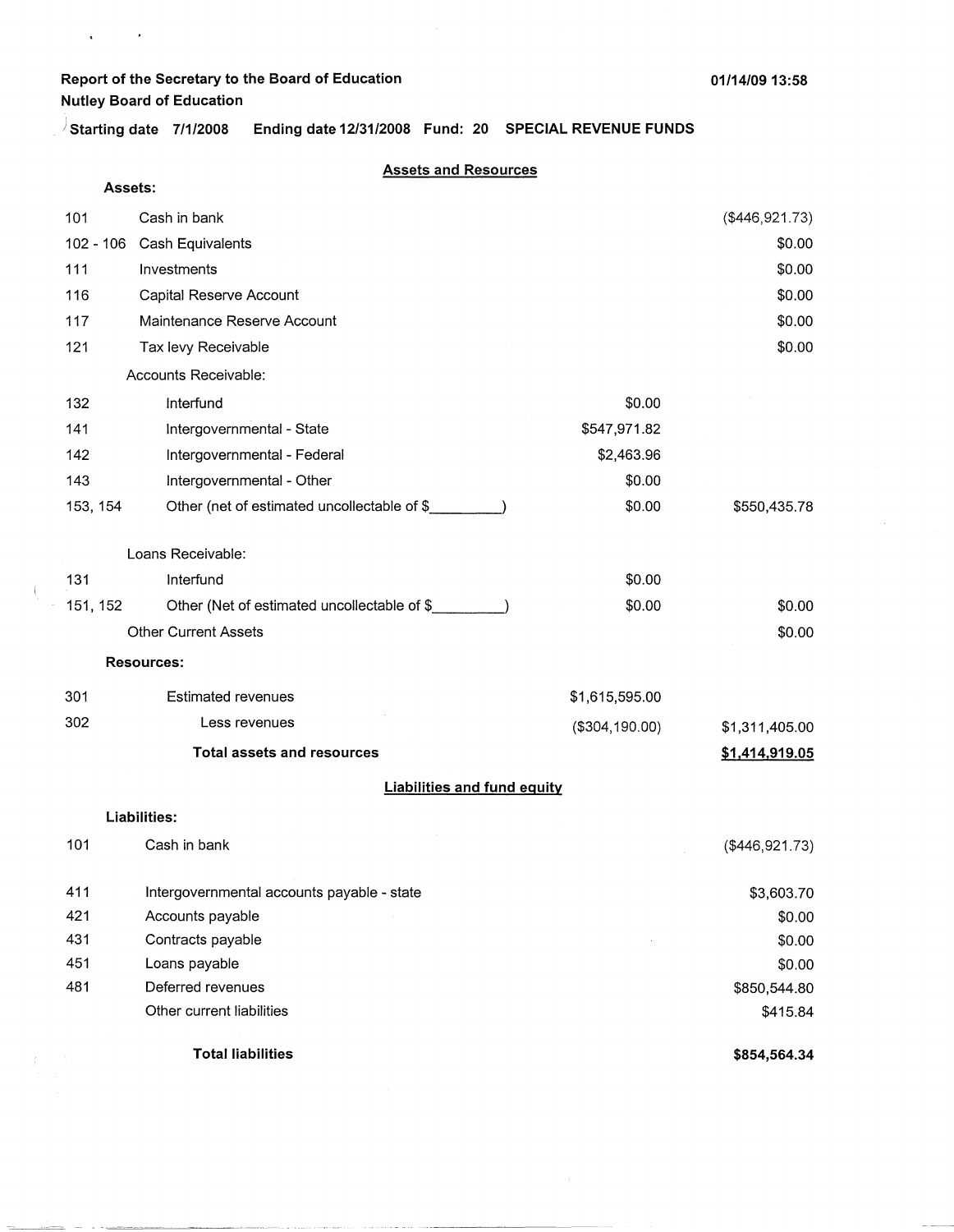Report of the Secretary to the Board of Education
Nutley Board of Education

01/14/09 13:58

Starting date 7/1/2008 Ending date 12/31/2008 Fund: 20 SPECIAL REVENUE FUNDS

## Assets and Resources

**Assets:**

| | | | |
|---|---|---|---|
| 101 | Cash in bank | | ($446,921.73) |
| 102 - 106 | Cash Equivalents | | $0.00 |
| 111 | Investments | | $0.00 |
| 116 | Capital Reserve Account | | $0.00 |
| 117 | Maintenance Reserve Account | | $0.00 |
| 121 | Tax levy Receivable | | $0.00 |
| | Accounts Receivable: | | |
| 132 | Interfund | $0.00 | |
| 141 | Intergovernmental - State | $547,971.82 | |
| 142 | Intergovernmental - Federal | $2,463.96 | |
| 143 | Intergovernmental - Other | $0.00 | |
| 153, 154 | Other (net of estimated uncollectable of $_________) | $0.00 | $550,435.78 |
| | Loans Receivable: | | |
| 131 | Interfund | $0.00 | |
| 151, 152 | Other (Net of estimated uncollectable of $_________) | $0.00 | $0.00 |
| | Other Current Assets | | $0.00 |

**Resources:**

| | | | |
|---|---|---|---|
| 301 | Estimated revenues | $1,615,595.00 | |
| 302 | Less revenues | ($304,190.00) | $1,311,405.00 |
| | **Total assets and resources** | | **$1,414,919.05** |

## Liabilities and fund equity

**Liabilities:**

| | | |
|---|---|---|
| 101 | Cash in bank | ($446,921.73) |
| 411 | Intergovernmental accounts payable - state | $3,603.70 |
| 421 | Accounts payable | $0.00 |
| 431 | Contracts payable | $0.00 |
| 451 | Loans payable | $0.00 |
| 481 | Deferred revenues | $850,544.80 |
| | Other current liabilities | $415.84 |
| | **Total liabilities** | **$854,564.34** |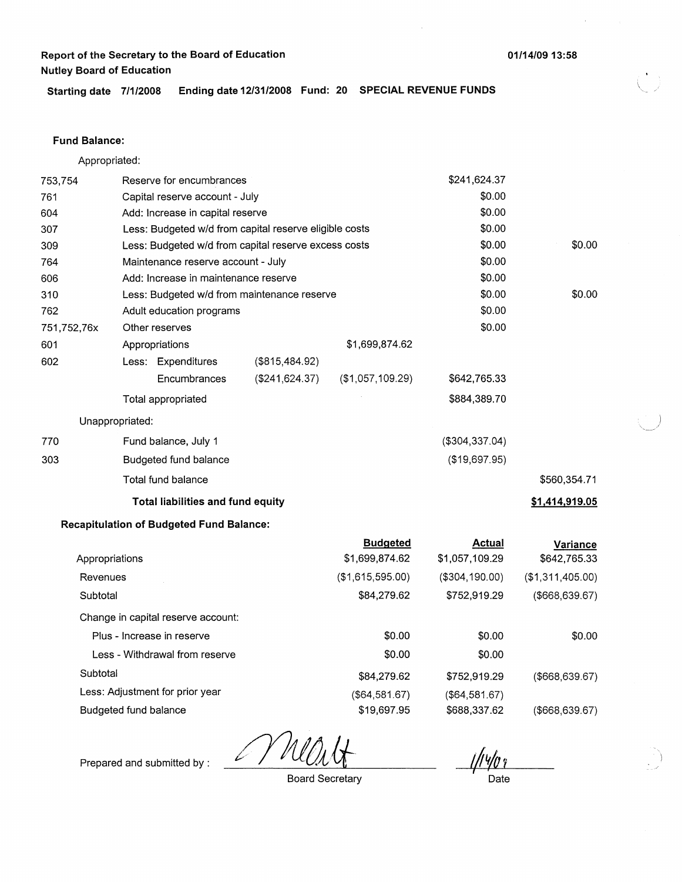**Report of the Secretary to the Board of Education**
**Nutley Board of Education**

01/14/09 13:58

**Starting date 7/1/2008 Ending date 12/31/2008 Fund: 20 SPECIAL REVENUE FUNDS**

**Fund Balance:**

Appropriated:

| | | | | | |
|---|---|---|---|---|---|
| 753,754 | Reserve for encumbrances | | | $241,624.37 | |
| 761 | Capital reserve account - July | | | $0.00 | |
| 604 | Add: Increase in capital reserve | | | $0.00 | |
| 307 | Less: Budgeted w/d from capital reserve eligible costs | | | $0.00 | |
| 309 | Less: Budgeted w/d from capital reserve excess costs | | | $0.00 | $0.00 |
| 764 | Maintenance reserve account - July | | | $0.00 | |
| 606 | Add: Increase in maintenance reserve | | | $0.00 | |
| 310 | Less: Budgeted w/d from maintenance reserve | | | $0.00 | $0.00 |
| 762 | Adult education programs | | | $0.00 | |
| 751,752,76x | Other reserves | | | $0.00 | |
| 601 | Appropriations | | $1,699,874.62 | | |
| 602 | Less: Expenditures | ($815,484.92) | | | |
| | Encumbrances | ($241,624.37) | ($1,057,109.29) | $642,765.33 | |
| | Total appropriated | | | $884,389.70 | |

Unappropriated:

| | | | |
|---|---|---|---|
| 770 | Fund balance, July 1 | ($304,337.04) | |
| 303 | Budgeted fund balance | ($19,697.95) | |
| | Total fund balance | | $560,354.71 |
| | **Total liabilities and fund equity** | | **$1,414,919.05** |

**Recapitulation of Budgeted Fund Balance:**

| | Budgeted | Actual | Variance |
|---|---|---|---|
| Appropriations | $1,699,874.62 | $1,057,109.29 | $642,765.33 |
| Revenues | ($1,615,595.00) | ($304,190.00) | ($1,311,405.00) |
| Subtotal | $84,279.62 | $752,919.29 | ($668,639.67) |
| Change in capital reserve account: | | | |
| Plus - Increase in reserve | $0.00 | $0.00 | $0.00 |
| Less - Withdrawal from reserve | $0.00 | $0.00 | |
| Subtotal | $84,279.62 | $752,919.29 | ($668,639.67) |
| Less: Adjustment for prior year | ($64,581.67) | ($64,581.67) | |
| Budgeted fund balance | $19,697.95 | $688,337.62 | ($668,639.67) |

Prepared and submitted by : [signature] 1/14/09

Board Secretary    Date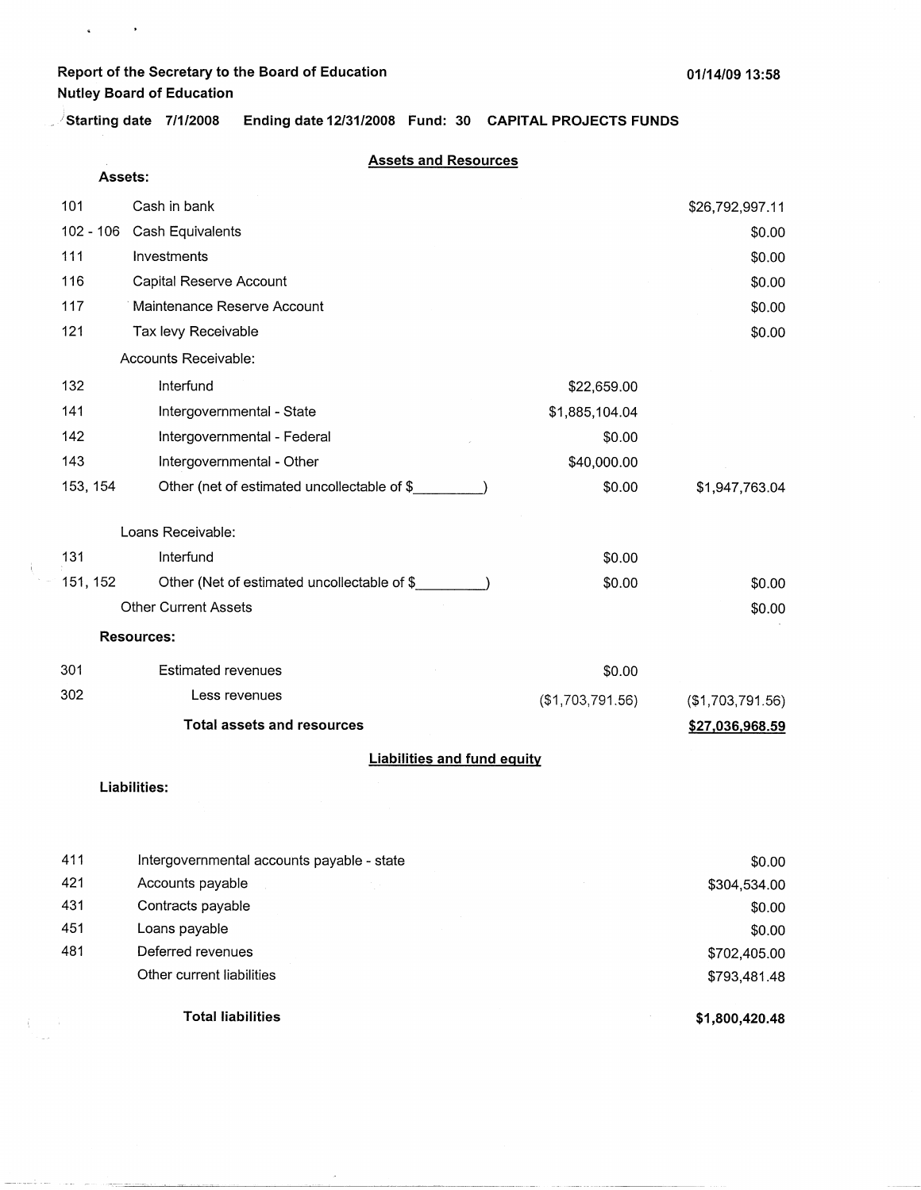**Report of the Secretary to the Board of Education**
**Nutley Board of Education**

**01/14/09 13:58**

**Starting date 7/1/2008 Ending date 12/31/2008 Fund: 30 CAPITAL PROJECTS FUNDS**

## Assets and Resources

**Assets:**

| | | | |
|---|---|---|---|
| 101 | Cash in bank | | $26,792,997.11 |
| 102 - 106 | Cash Equivalents | | $0.00 |
| 111 | Investments | | $0.00 |
| 116 | Capital Reserve Account | | $0.00 |
| 117 | Maintenance Reserve Account | | $0.00 |
| 121 | Tax levy Receivable | | $0.00 |
| | Accounts Receivable: | | |
| 132 | Interfund | $22,659.00 | |
| 141 | Intergovernmental - State | $1,885,104.04 | |
| 142 | Intergovernmental - Federal | $0.00 | |
| 143 | Intergovernmental - Other | $40,000.00 | |
| 153, 154 | Other (net of estimated uncollectable of $________) | $0.00 | $1,947,763.04 |
| | Loans Receivable: | | |
| 131 | Interfund | $0.00 | |
| 151, 152 | Other (Net of estimated uncollectable of $________) | $0.00 | $0.00 |
| | Other Current Assets | | $0.00 |
| | **Resources:** | | |
| 301 | Estimated revenues | $0.00 | |
| 302 | Less revenues | ($1,703,791.56) | ($1,703,791.56) |
| | **Total assets and resources** | | **$27,036,968.59** |

## Liabilities and fund equity

**Liabilities:**

| | | |
|---|---|---|
| 411 | Intergovernmental accounts payable - state | $0.00 |
| 421 | Accounts payable | $304,534.00 |
| 431 | Contracts payable | $0.00 |
| 451 | Loans payable | $0.00 |
| 481 | Deferred revenues | $702,405.00 |
| | Other current liabilities | $793,481.48 |
| | **Total liabilities** | **$1,800,420.48** |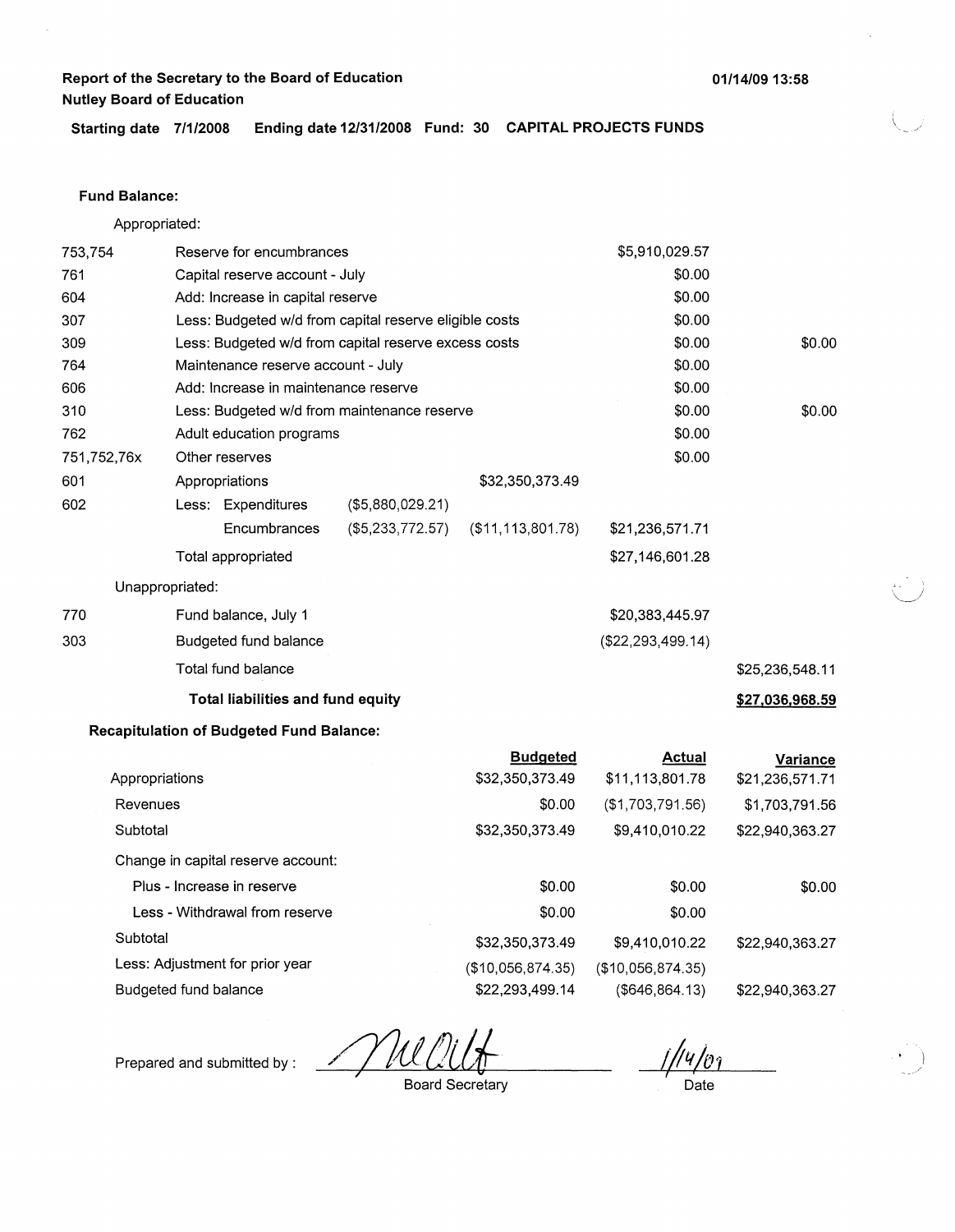**Report of the Secretary to the Board of Education**
**Nutley Board of Education**

01/14/09 13:58

**Starting date 7/1/2008 Ending date 12/31/2008 Fund: 30 CAPITAL PROJECTS FUNDS**

**Fund Balance:**

Appropriated:

| | | | | | |
|---|---|---|---|---|---|
| 753,754 | Reserve for encumbrances | | | $5,910,029.57 | |
| 761 | Capital reserve account - July | | | $0.00 | |
| 604 | Add: Increase in capital reserve | | | $0.00 | |
| 307 | Less: Budgeted w/d from capital reserve eligible costs | | | $0.00 | |
| 309 | Less: Budgeted w/d from capital reserve excess costs | | | $0.00 | $0.00 |
| 764 | Maintenance reserve account - July | | | $0.00 | |
| 606 | Add: Increase in maintenance reserve | | | $0.00 | |
| 310 | Less: Budgeted w/d from maintenance reserve | | | $0.00 | $0.00 |
| 762 | Adult education programs | | | $0.00 | |
| 751,752,76x | Other reserves | | | $0.00 | |
| 601 | Appropriations | | $32,350,373.49 | | |
| 602 | Less: Expenditures | ($5,880,029.21) | | | |
| | Encumbrances | ($5,233,772.57) | ($11,113,801.78) | $21,236,571.71 | |
| | Total appropriated | | | $27,146,601.28 | |
| | Unappropriated: | | | | |
| 770 | Fund balance, July 1 | | | $20,383,445.97 | |
| 303 | Budgeted fund balance | | | ($22,293,499.14) | |
| | Total fund balance | | | | $25,236,548.11 |
| | **Total liabilities and fund equity** | | | | **$27,036,968.59** |

**Recapitulation of Budgeted Fund Balance:**

| | Budgeted | Actual | Variance |
|---|---|---|---|
| Appropriations | $32,350,373.49 | $11,113,801.78 | $21,236,571.71 |
| Revenues | $0.00 | ($1,703,791.56) | $1,703,791.56 |
| Subtotal | $32,350,373.49 | $9,410,010.22 | $22,940,363.27 |
| Change in capital reserve account: | | | |
| Plus - Increase in reserve | $0.00 | $0.00 | $0.00 |
| Less - Withdrawal from reserve | $0.00 | $0.00 | |
| Subtotal | $32,350,373.49 | $9,410,010.22 | $22,940,363.27 |
| Less: Adjustment for prior year | ($10,056,874.35) | ($10,056,874.35) | |
| Budgeted fund balance | $22,293,499.14 | ($646,864.13) | $22,940,363.27 |

Prepared and submitted by : *[signature]* 
Board Secretary

1/14/09
Date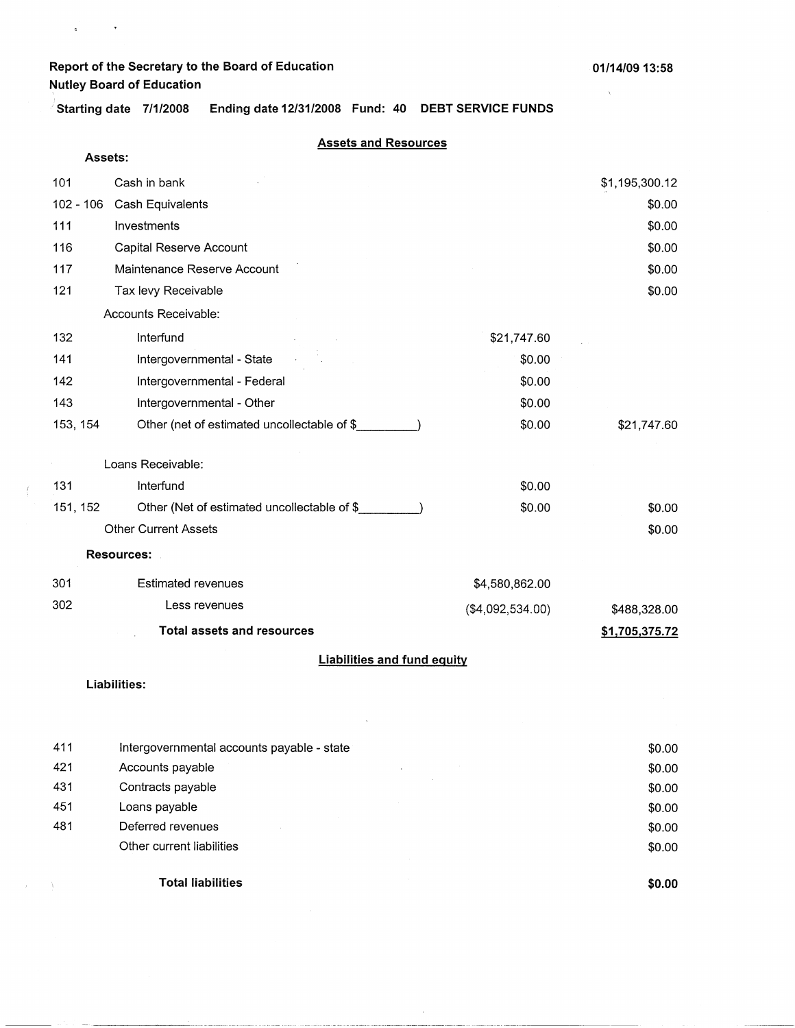**Report of the Secretary to the Board of Education**
**Nutley Board of Education**

01/14/09 13:58

**Starting date 7/1/2008 Ending date 12/31/2008 Fund: 40 DEBT SERVICE FUNDS**

## Assets and Resources

| | | | |
|---|---|---|---|
| **Assets:** | | | |
| 101 | Cash in bank | | $1,195,300.12 |
| 102 - 106 | Cash Equivalents | | $0.00 |
| 111 | Investments | | $0.00 |
| 116 | Capital Reserve Account | | $0.00 |
| 117 | Maintenance Reserve Account | | $0.00 |
| 121 | Tax levy Receivable | | $0.00 |
| | Accounts Receivable: | | |
| 132 | Interfund | $21,747.60 | |
| 141 | Intergovernmental - State | $0.00 | |
| 142 | Intergovernmental - Federal | $0.00 | |
| 143 | Intergovernmental - Other | $0.00 | |
| 153, 154 | Other (net of estimated uncollectable of $_________) | $0.00 | $21,747.60 |
| | Loans Receivable: | | |
| 131 | Interfund | $0.00 | |
| 151, 152 | Other (Net of estimated uncollectable of $_________) | $0.00 | $0.00 |
| | Other Current Assets | | $0.00 |
| **Resources:** | | | |
| 301 | Estimated revenues | $4,580,862.00 | |
| 302 | Less revenues | ($4,092,534.00) | $488,328.00 |
| | **Total assets and resources** | | **$1,705,375.72** |

## Liabilities and fund equity

**Liabilities:**

| | | |
|---|---|---|
| 411 | Intergovernmental accounts payable - state | $0.00 |
| 421 | Accounts payable | $0.00 |
| 431 | Contracts payable | $0.00 |
| 451 | Loans payable | $0.00 |
| 481 | Deferred revenues | $0.00 |
| | Other current liabilities | $0.00 |
| | **Total liabilities** | **$0.00** |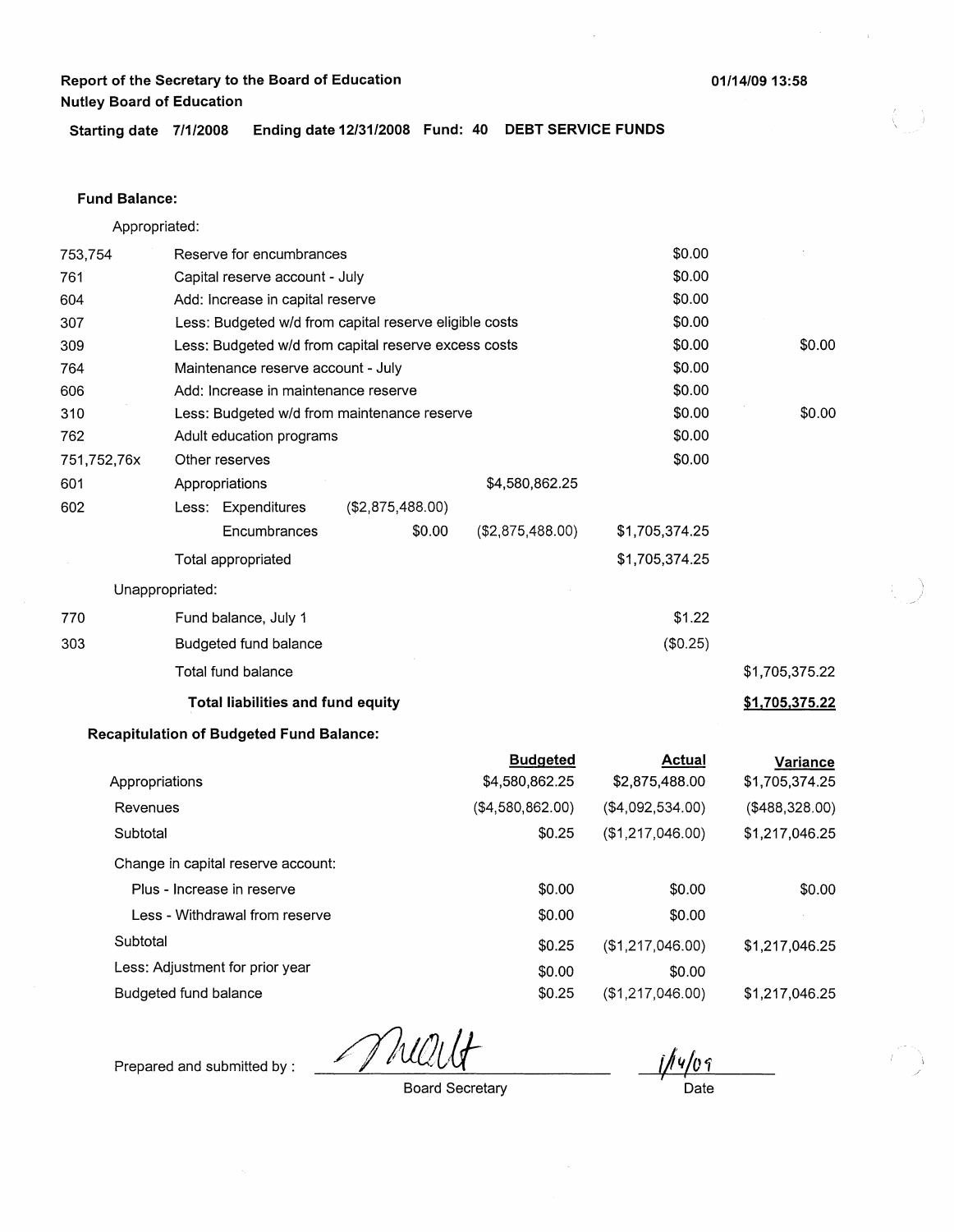**Report of the Secretary to the Board of Education**
**Nutley Board of Education**

01/14/09 13:58

**Starting date 7/1/2008 Ending date 12/31/2008 Fund: 40 DEBT SERVICE FUNDS**

**Fund Balance:**

Appropriated:

| | | | | | |
|---|---|---|---|---|---|
| 753,754 | Reserve for encumbrances | | | $0.00 | |
| 761 | Capital reserve account - July | | | $0.00 | |
| 604 | Add: Increase in capital reserve | | | $0.00 | |
| 307 | Less: Budgeted w/d from capital reserve eligible costs | | | $0.00 | |
| 309 | Less: Budgeted w/d from capital reserve excess costs | | | $0.00 | $0.00 |
| 764 | Maintenance reserve account - July | | | $0.00 | |
| 606 | Add: Increase in maintenance reserve | | | $0.00 | |
| 310 | Less: Budgeted w/d from maintenance reserve | | | $0.00 | $0.00 |
| 762 | Adult education programs | | | $0.00 | |
| 751,752,76x | Other reserves | | | $0.00 | |
| 601 | Appropriations | | $4,580,862.25 | | |
| 602 | Less: Expenditures | ($2,875,488.00) | | | |
| | Encumbrances | $0.00 | ($2,875,488.00) | $1,705,374.25 | |
| | Total appropriated | | | $1,705,374.25 | |

Unappropriated:

| | | | |
|---|---|---|---|
| 770 | Fund balance, July 1 | $1.22 | |
| 303 | Budgeted fund balance | ($0.25) | |
| | Total fund balance | | $1,705,375.22 |
| | **Total liabilities and fund equity** | | **$1,705,375.22** |

**Recapitulation of Budgeted Fund Balance:**

| | Budgeted | Actual | Variance |
|---|---|---|---|
| Appropriations | $4,580,862.25 | $2,875,488.00 | $1,705,374.25 |
| Revenues | ($4,580,862.00) | ($4,092,534.00) | ($488,328.00) |
| Subtotal | $0.25 | ($1,217,046.00) | $1,217,046.25 |
| Change in capital reserve account: | | | |
| Plus - Increase in reserve | $0.00 | $0.00 | $0.00 |
| Less - Withdrawal from reserve | $0.00 | $0.00 | |
| Subtotal | $0.25 | ($1,217,046.00) | $1,217,046.25 |
| Less: Adjustment for prior year | $0.00 | $0.00 | |
| Budgeted fund balance | $0.25 | ($1,217,046.00) | $1,217,046.25 |

Prepared and submitted by : _MUllt_ (Board Secretary) _1/14/09_ (Date)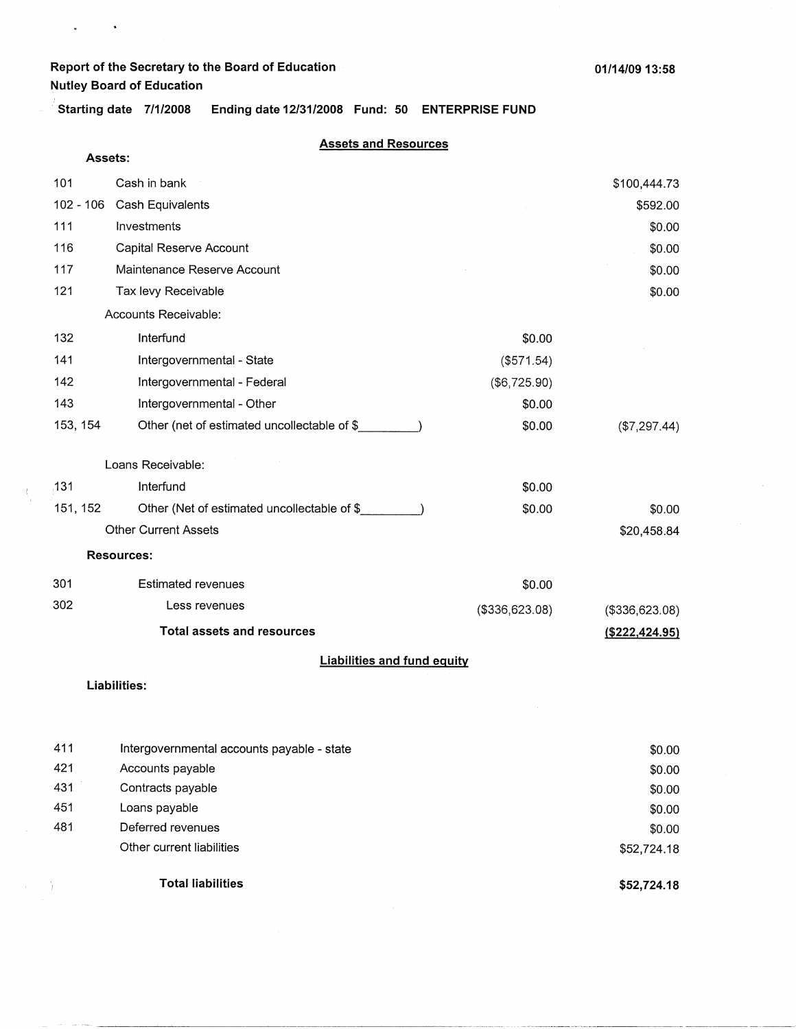**Report of the Secretary to the Board of Education**
**Nutley Board of Education**

01/14/09 13:58

**Starting date 7/1/2008 Ending date 12/31/2008 Fund: 50 ENTERPRISE FUND**

## Assets and Resources

**Assets:**

| Code | Description | | Amount |
|---|---|---|---|
| 101 | Cash in bank | | $100,444.73 |
| 102 - 106 | Cash Equivalents | | $592.00 |
| 111 | Investments | | $0.00 |
| 116 | Capital Reserve Account | | $0.00 |
| 117 | Maintenance Reserve Account | | $0.00 |
| 121 | Tax levy Receivable | | $0.00 |
| | Accounts Receivable: | | |
| 132 | Interfund | $0.00 | |
| 141 | Intergovernmental - State | ($571.54) | |
| 142 | Intergovernmental - Federal | ($6,725.90) | |
| 143 | Intergovernmental - Other | $0.00 | |
| 153, 154 | Other (net of estimated uncollectable of $_________) | $0.00 | ($7,297.44) |
| | Loans Receivable: | | |
| 131 | Interfund | $0.00 | |
| 151, 152 | Other (Net of estimated uncollectable of $_________) | $0.00 | $0.00 |
| | Other Current Assets | | $20,458.84 |

**Resources:**

| Code | Description | | Amount |
|---|---|---|---|
| 301 | Estimated revenues | $0.00 | |
| 302 | Less revenues | ($336,623.08) | ($336,623.08) |
| | **Total assets and resources** | | **($222,424.95)** |

## Liabilities and fund equity

**Liabilities:**

| Code | Description | Amount |
|---|---|---|
| 411 | Intergovernmental accounts payable - state | $0.00 |
| 421 | Accounts payable | $0.00 |
| 431 | Contracts payable | $0.00 |
| 451 | Loans payable | $0.00 |
| 481 | Deferred revenues | $0.00 |
| | Other current liabilities | $52,724.18 |
| | **Total liabilities** | **$52,724.18** |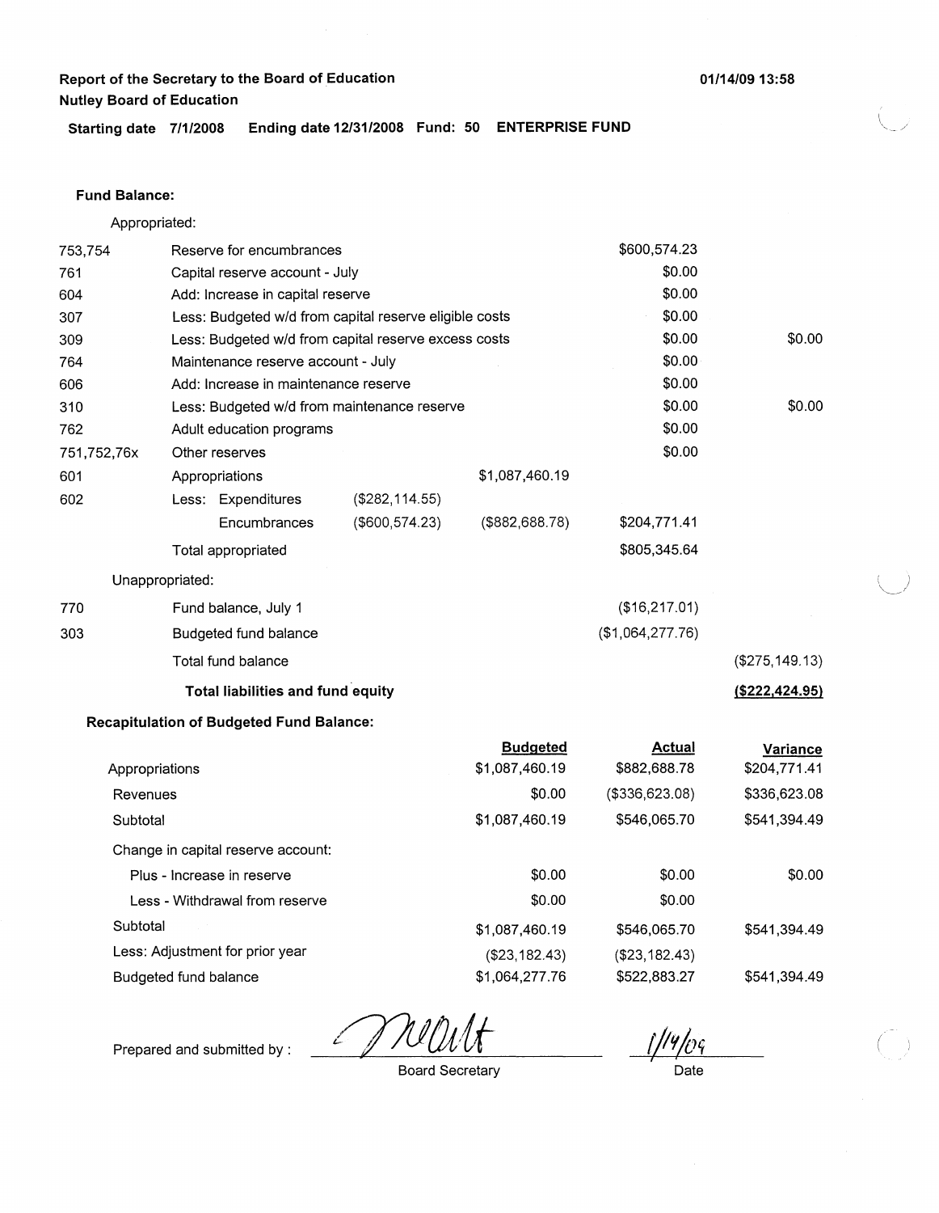**Report of the Secretary to the Board of Education**
**Nutley Board of Education**

**01/14/09 13:58**

**Starting date 7/1/2008 Ending date 12/31/2008 Fund: 50 ENTERPRISE FUND**

**Fund Balance:**

Appropriated:

| | | | | | |
|---|---|---|---|---|---|
| 753,754 | Reserve for encumbrances | | | $600,574.23 | |
| 761 | Capital reserve account - July | | | $0.00 | |
| 604 | Add: Increase in capital reserve | | | $0.00 | |
| 307 | Less: Budgeted w/d from capital reserve eligible costs | | | $0.00 | |
| 309 | Less: Budgeted w/d from capital reserve excess costs | | | $0.00 | $0.00 |
| 764 | Maintenance reserve account - July | | | $0.00 | |
| 606 | Add: Increase in maintenance reserve | | | $0.00 | |
| 310 | Less: Budgeted w/d from maintenance reserve | | | $0.00 | $0.00 |
| 762 | Adult education programs | | | $0.00 | |
| 751,752,76x | Other reserves | | | $0.00 | |
| 601 | Appropriations | | $1,087,460.19 | | |
| 602 | Less: Expenditures | ($282,114.55) | | | |
| | Encumbrances | ($600,574.23) | ($882,688.78) | $204,771.41 | |
| | Total appropriated | | | $805,345.64 | |
| Unappropriated: | | | | | |
| 770 | Fund balance, July 1 | | | ($16,217.01) | |
| 303 | Budgeted fund balance | | | ($1,064,277.76) | |
| | Total fund balance | | | | ($275,149.13) |
| | **Total liabilities and fund equity** | | | | **($222,424.95)** |

**Recapitulation of Budgeted Fund Balance:**

| | Budgeted | Actual | Variance |
|---|---|---|---|
| Appropriations | $1,087,460.19 | $882,688.78 | $204,771.41 |
| Revenues | $0.00 | ($336,623.08) | $336,623.08 |
| Subtotal | $1,087,460.19 | $546,065.70 | $541,394.49 |
| Change in capital reserve account: | | | |
| Plus - Increase in reserve | $0.00 | $0.00 | $0.00 |
| Less - Withdrawal from reserve | $0.00 | $0.00 | |
| Subtotal | $1,087,460.19 | $546,065.70 | $541,394.49 |
| Less: Adjustment for prior year | ($23,182.43) | ($23,182.43) | |
| Budgeted fund balance | $1,064,277.76 | $522,883.27 | $541,394.49 |

Prepared and submitted by : _[signature]_ Board Secretary

1/14/09
Date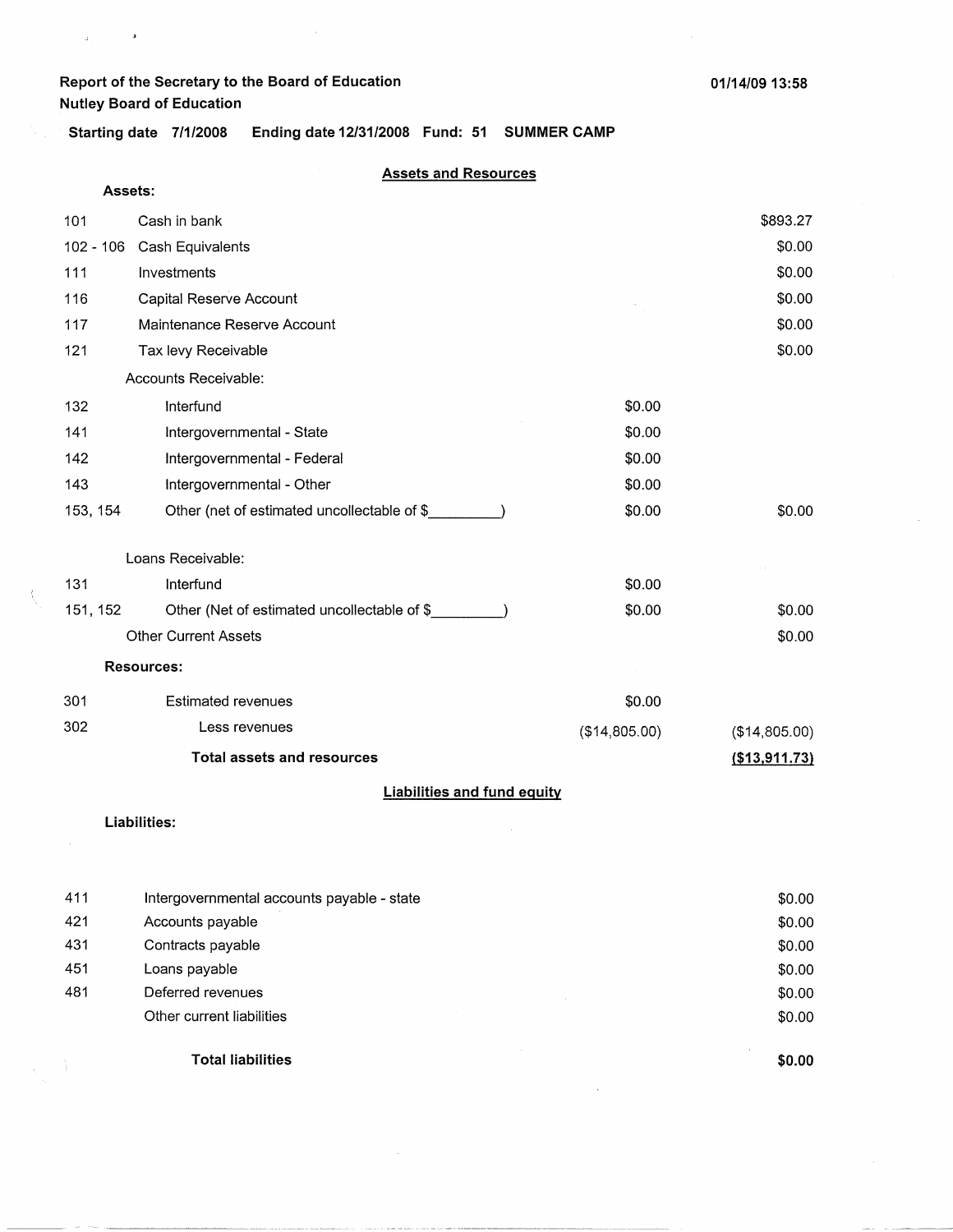Report of the Secretary to the Board of Education
Nutley Board of Education

01/14/09 13:58

**Starting date 7/1/2008 Ending date 12/31/2008 Fund: 51 SUMMER CAMP**

## Assets and Resources

**Assets:**

| | | | |
|---|---|---|---|
| 101 | Cash in bank | | $893.27 |
| 102 - 106 | Cash Equivalents | | $0.00 |
| 111 | Investments | | $0.00 |
| 116 | Capital Reserve Account | | $0.00 |
| 117 | Maintenance Reserve Account | | $0.00 |
| 121 | Tax levy Receivable | | $0.00 |
| | Accounts Receivable: | | |
| 132 | Interfund | $0.00 | |
| 141 | Intergovernmental - State | $0.00 | |
| 142 | Intergovernmental - Federal | $0.00 | |
| 143 | Intergovernmental - Other | $0.00 | |
| 153, 154 | Other (net of estimated uncollectable of $_________) | $0.00 | $0.00 |
| | Loans Receivable: | | |
| 131 | Interfund | $0.00 | |
| 151, 152 | Other (Net of estimated uncollectable of $_________) | $0.00 | $0.00 |
| | Other Current Assets | | $0.00 |
| | **Resources:** | | |
| 301 | Estimated revenues | $0.00 | |
| 302 | Less revenues | ($14,805.00) | ($14,805.00) |
| | **Total assets and resources** | | **($13,911.73)** |

## Liabilities and fund equity

**Liabilities:**

| | | |
|---|---|---|
| 411 | Intergovernmental accounts payable - state | $0.00 |
| 421 | Accounts payable | $0.00 |
| 431 | Contracts payable | $0.00 |
| 451 | Loans payable | $0.00 |
| 481 | Deferred revenues | $0.00 |
| | Other current liabilities | $0.00 |
| | **Total liabilities** | **$0.00** |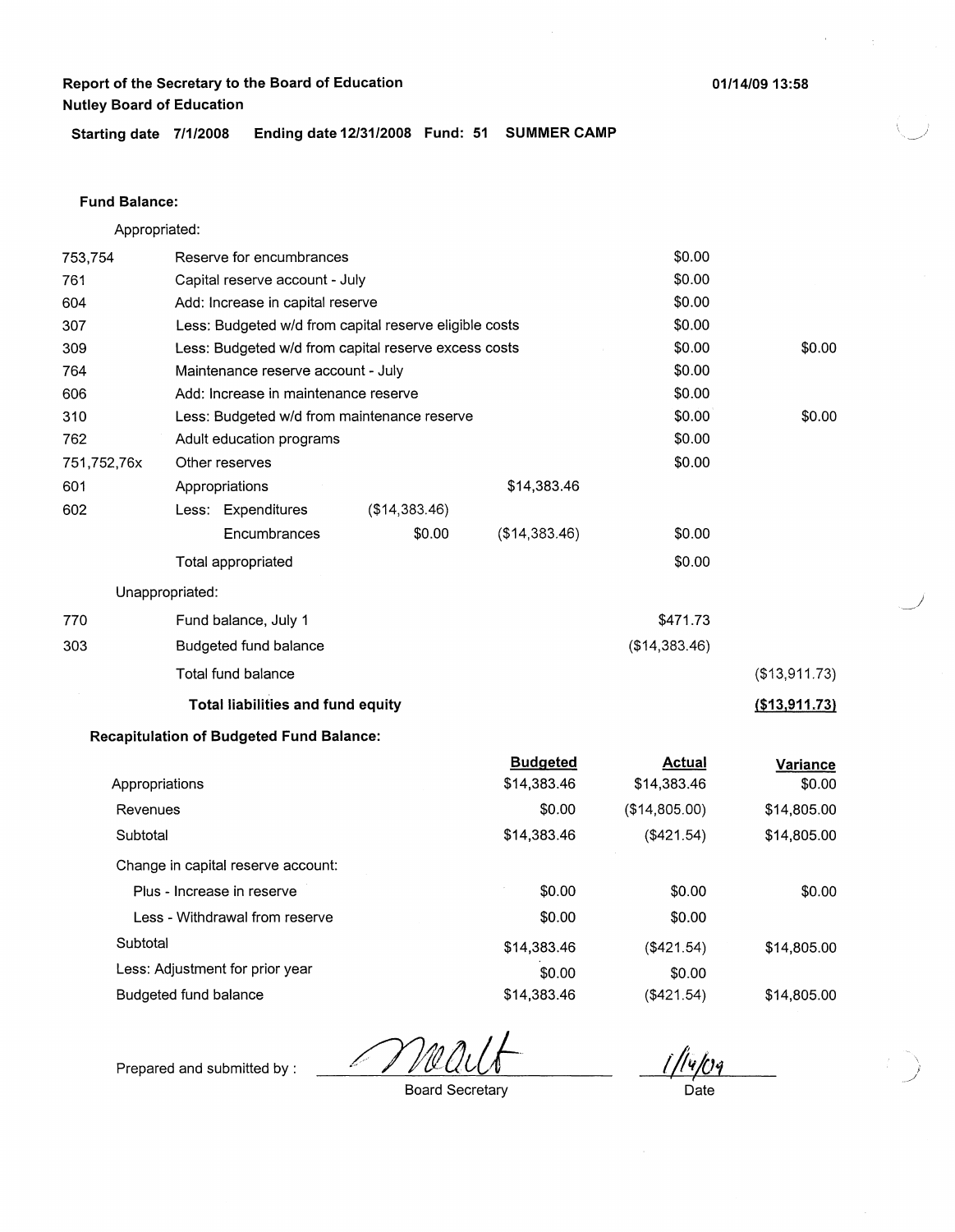Report of the Secretary to the Board of Education
Nutley Board of Education

01/14/09 13:58

**Starting date** 7/1/2008 **Ending date** 12/31/2008 **Fund:** 51 **SUMMER CAMP**

**Fund Balance:**

Appropriated:

| | | | | | |
|---|---|---|---|---|---|
| 753,754 | Reserve for encumbrances | | | $0.00 | |
| 761 | Capital reserve account - July | | | $0.00 | |
| 604 | Add: Increase in capital reserve | | | $0.00 | |
| 307 | Less: Budgeted w/d from capital reserve eligible costs | | | $0.00 | |
| 309 | Less: Budgeted w/d from capital reserve excess costs | | | $0.00 | $0.00 |
| 764 | Maintenance reserve account - July | | | $0.00 | |
| 606 | Add: Increase in maintenance reserve | | | $0.00 | |
| 310 | Less: Budgeted w/d from maintenance reserve | | | $0.00 | $0.00 |
| 762 | Adult education programs | | | $0.00 | |
| 751,752,76x | Other reserves | | | $0.00 | |
| 601 | Appropriations | | $14,383.46 | | |
| 602 | Less: Expenditures | ($14,383.46) | | | |
| | Encumbrances | $0.00 | ($14,383.46) | $0.00 | |
| | Total appropriated | | | $0.00 | |

Unappropriated:

| | | | |
|---|---|---|---|
| 770 | Fund balance, July 1 | $471.73 | |
| 303 | Budgeted fund balance | ($14,383.46) | |
| | Total fund balance | | ($13,911.73) |
| | **Total liabilities and fund equity** | | **($13,911.73)** |

**Recapitulation of Budgeted Fund Balance:**

| | Budgeted | Actual | Variance |
|---|---|---|---|
| Appropriations | $14,383.46 | $14,383.46 | $0.00 |
| Revenues | $0.00 | ($14,805.00) | $14,805.00 |
| Subtotal | $14,383.46 | ($421.54) | $14,805.00 |
| Change in capital reserve account: | | | |
| Plus - Increase in reserve | $0.00 | $0.00 | $0.00 |
| Less - Withdrawal from reserve | $0.00 | $0.00 | |
| Subtotal | $14,383.46 | ($421.54) | $14,805.00 |
| Less: Adjustment for prior year | $0.00 | $0.00 | |
| Budgeted fund balance | $14,383.46 | ($421.54) | $14,805.00 |

Prepared and submitted by : *[signature]* — Board Secretary — 1/14/09 — Date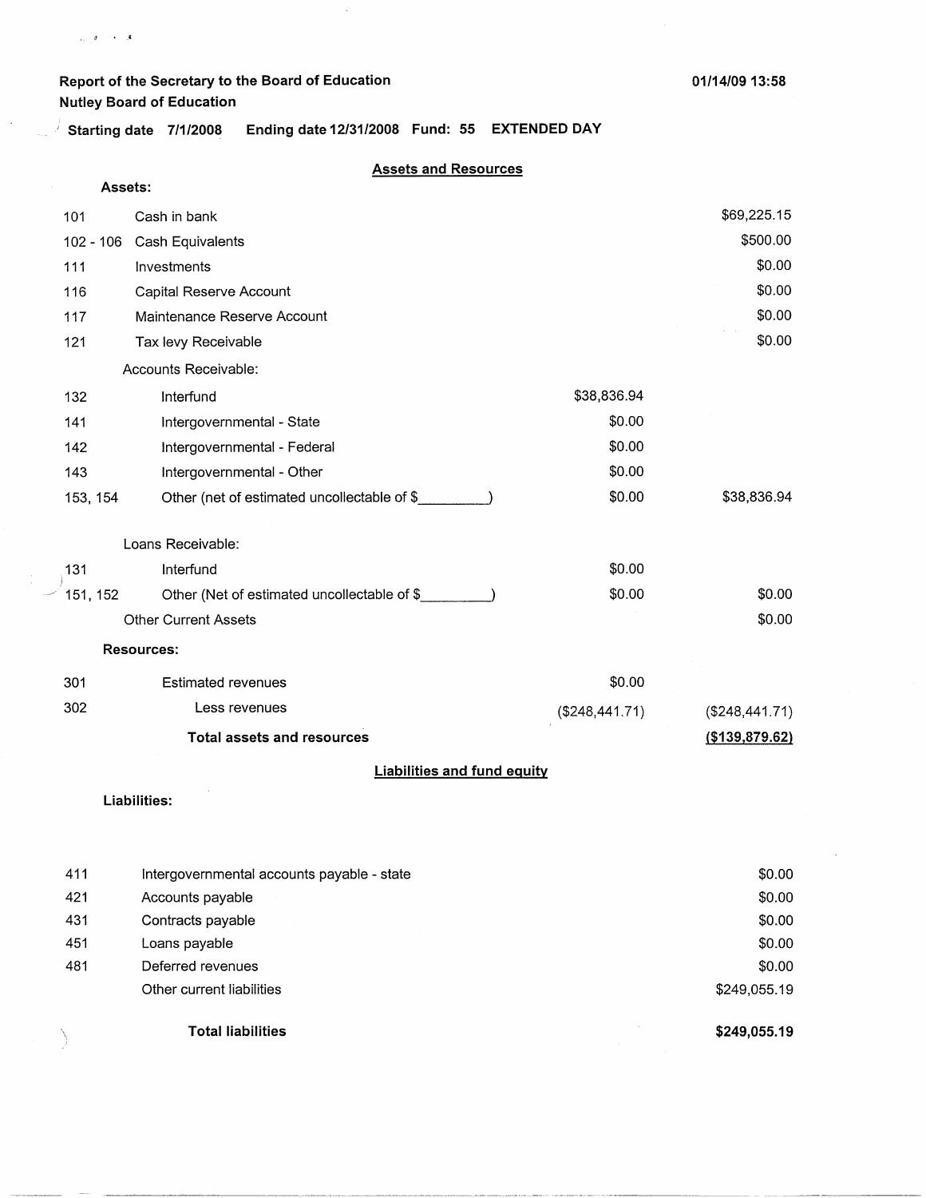Report of the Secretary to the Board of Education
Nutley Board of Education

01/14/09 13:58

Starting date 7/1/2008 Ending date 12/31/2008 Fund: 55 EXTENDED DAY

## Assets and Resources

**Assets:**

| | | | |
|---|---|---|---|
| 101 | Cash in bank | | $69,225.15 |
| 102 - 106 | Cash Equivalents | | $500.00 |
| 111 | Investments | | $0.00 |
| 116 | Capital Reserve Account | | $0.00 |
| 117 | Maintenance Reserve Account | | $0.00 |
| 121 | Tax levy Receivable | | $0.00 |
| | Accounts Receivable: | | |
| 132 | Interfund | $38,836.94 | |
| 141 | Intergovernmental - State | $0.00 | |
| 142 | Intergovernmental - Federal | $0.00 | |
| 143 | Intergovernmental - Other | $0.00 | |
| 153, 154 | Other (net of estimated uncollectable of $_________) | $0.00 | $38,836.94 |
| | Loans Receivable: | | |
| 131 | Interfund | $0.00 | |
| 151, 152 | Other (Net of estimated uncollectable of $_________) | $0.00 | $0.00 |
| | Other Current Assets | | $0.00 |

**Resources:**

| | | | |
|---|---|---|---|
| 301 | Estimated revenues | $0.00 | |
| 302 | Less revenues | ($248,441.71) | ($248,441.71) |
| | **Total assets and resources** | | **($139,879.62)** |

## Liabilities and fund equity

**Liabilities:**

| | | |
|---|---|---|
| 411 | Intergovernmental accounts payable - state | $0.00 |
| 421 | Accounts payable | $0.00 |
| 431 | Contracts payable | $0.00 |
| 451 | Loans payable | $0.00 |
| 481 | Deferred revenues | $0.00 |
| | Other current liabilities | $249,055.19 |
| | **Total liabilities** | **$249,055.19** |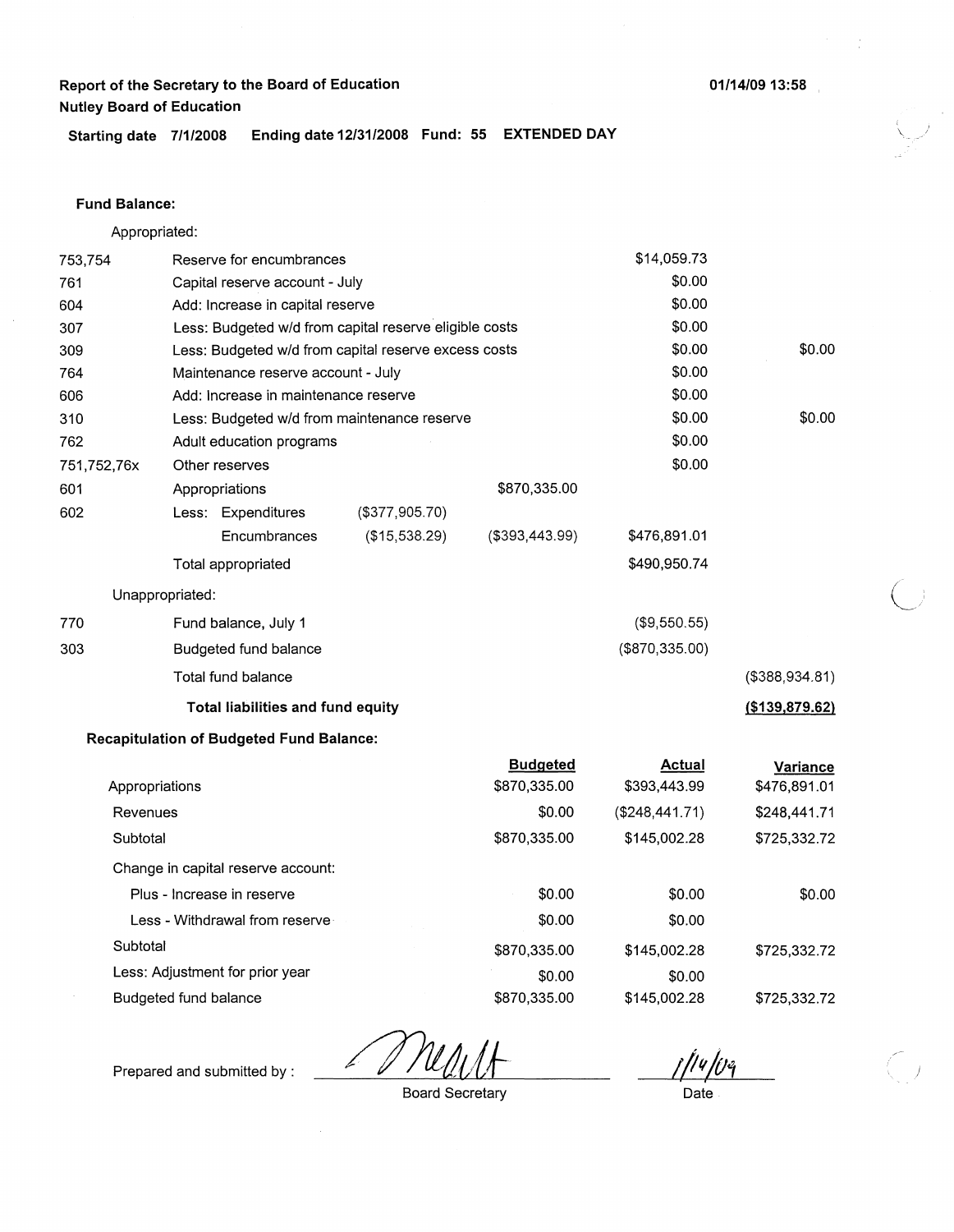**Report of the Secretary to the Board of Education**
**Nutley Board of Education**

01/14/09 13:58

**Starting date 7/1/2008 Ending date 12/31/2008 Fund: 55 EXTENDED DAY**

**Fund Balance:**

Appropriated:

| | | | | | |
|---|---|---|---|---|---|
| 753,754 | Reserve for encumbrances | | | $14,059.73 | |
| 761 | Capital reserve account - July | | | $0.00 | |
| 604 | Add: Increase in capital reserve | | | $0.00 | |
| 307 | Less: Budgeted w/d from capital reserve eligible costs | | | $0.00 | |
| 309 | Less: Budgeted w/d from capital reserve excess costs | | | $0.00 | $0.00 |
| 764 | Maintenance reserve account - July | | | $0.00 | |
| 606 | Add: Increase in maintenance reserve | | | $0.00 | |
| 310 | Less: Budgeted w/d from maintenance reserve | | | $0.00 | $0.00 |
| 762 | Adult education programs | | | $0.00 | |
| 751,752,76x | Other reserves | | | $0.00 | |
| 601 | Appropriations | | $870,335.00 | | |
| 602 | Less: Expenditures | ($377,905.70) | | | |
| | Encumbrances | ($15,538.29) | ($393,443.99) | $476,891.01 | |
| | Total appropriated | | | $490,950.74 | |

Unappropriated:

| | | | |
|---|---|---|---|
| 770 | Fund balance, July 1 | ($9,550.55) | |
| 303 | Budgeted fund balance | ($870,335.00) | |
| | Total fund balance | | ($388,934.81) |
| | **Total liabilities and fund equity** | | **($139,879.62)** |

**Recapitulation of Budgeted Fund Balance:**

| | Budgeted | Actual | Variance |
|---|---|---|---|
| Appropriations | $870,335.00 | $393,443.99 | $476,891.01 |
| Revenues | $0.00 | ($248,441.71) | $248,441.71 |
| Subtotal | $870,335.00 | $145,002.28 | $725,332.72 |
| Change in capital reserve account: | | | |
| Plus - Increase in reserve | $0.00 | $0.00 | $0.00 |
| Less - Withdrawal from reserve | $0.00 | $0.00 | |
| Subtotal | $870,335.00 | $145,002.28 | $725,332.72 |
| Less: Adjustment for prior year | $0.00 | $0.00 | |
| Budgeted fund balance | $870,335.00 | $145,002.28 | $725,332.72 |

Prepared and submitted by : _Meelt_ Board Secretary

1/14/09 Date